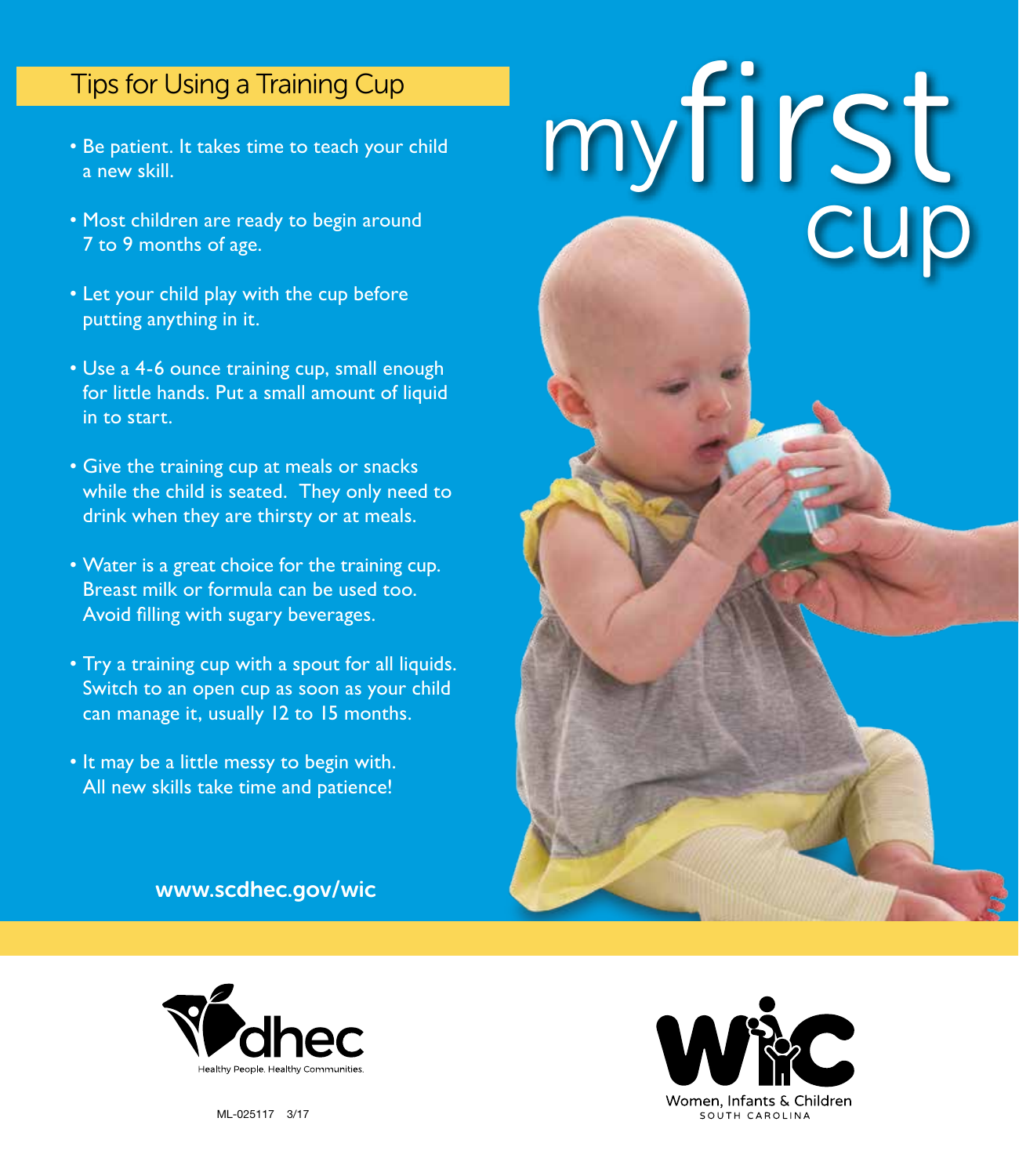# my first cup

## Tips for Using a Training Cup

- Be patient. It takes time to teach your child a new skill.
- Most children are ready to begin around 7 to 9 months of age.
- Let your child play with the cup before putting anything in it.
- Use a 4-6 ounce training cup, small enough for little hands. Put a small amount of liquid in to start.
- Give the training cup at meals or snacks while the child is seated. They only need to drink when they are thirsty or at meals.
- Water is a great choice for the training cup. Breast milk or formula can be used too. Avoid filling with sugary beverages.
- Try a training cup with a spout for all liquids. Switch to an open cup as soon as your child can manage it, usually 12 to 15 months.
- It may be a little messy to begin with. All new skills take time and patience!

**www.scdhec.gov/wic**

dhec — Healthy People. Healthy Communities.

WIC — Women, Infants & Children — SOUTH CAROLINA

ML-025117 3/17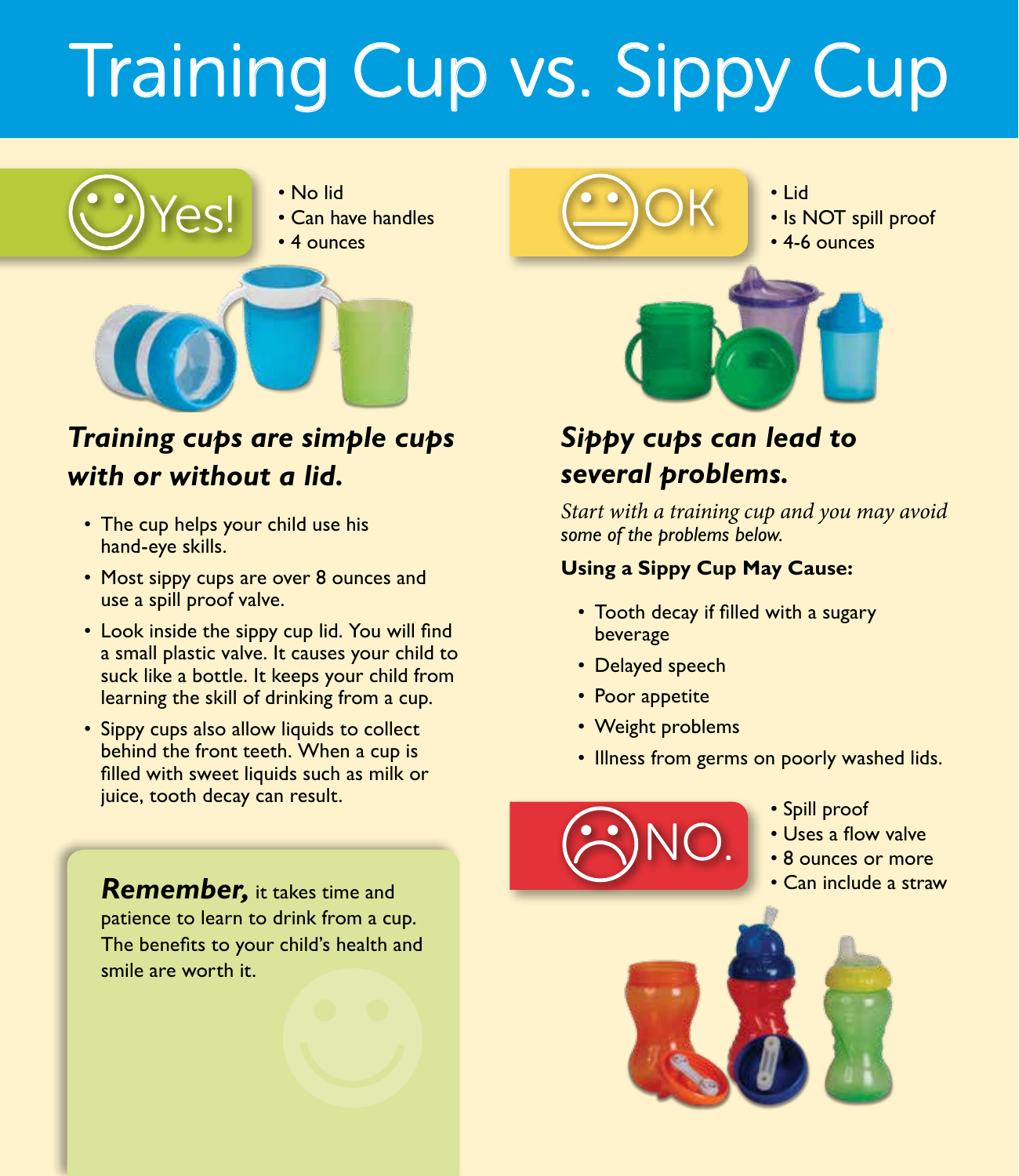# Training Cup vs. Sippy Cup

**Yes!**

- No lid
- Can have handles
- 4 ounces

## *Training cups are simple cups with or without a lid.*

- The cup helps your child use his hand-eye skills.
- Most sippy cups are over 8 ounces and use a spill proof valve.
- Look inside the sippy cup lid. You will find a small plastic valve. It causes your child to suck like a bottle. It keeps your child from learning the skill of drinking from a cup.
- Sippy cups also allow liquids to collect behind the front teeth. When a cup is filled with sweet liquids such as milk or juice, tooth decay can result.

***Remember,*** it takes time and patience to learn to drink from a cup. The benefits to your child's health and smile are worth it.

**OK**

- Lid
- Is NOT spill proof
- 4-6 ounces

## *Sippy cups can lead to several problems.*

*Start with a training cup and you may avoid some of the problems below.*

**Using a Sippy Cup May Cause:**

- Tooth decay if filled with a sugary beverage
- Delayed speech
- Poor appetite
- Weight problems
- Illness from germs on poorly washed lids.

**NO.**

- Spill proof
- Uses a flow valve
- 8 ounces or more
- Can include a straw